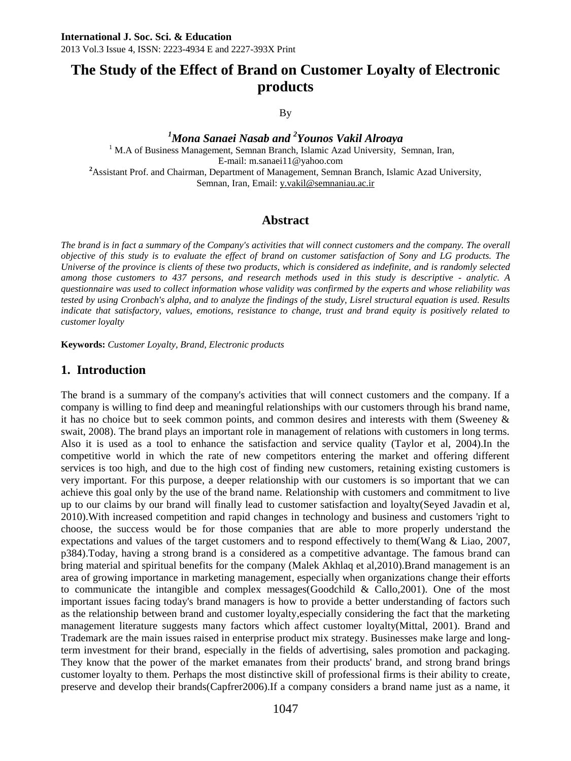# The Study of the Effect of Brand on Customer Loyalty of Electronic products

By

***[1]Mona Sanaei Nasab and [2]Younos Vakil Alroaya***

[1] M.A of Business Management, Semnan Branch, Islamic Azad University, Semnan, Iran,
E-mail: m.sanaei11@yahoo.com

[2]Assistant Prof. and Chairman, Department of Management, Semnan Branch, Islamic Azad University, Semnan, Iran, Email: y.vakil@semnaniau.ac.ir

## Abstract

*The brand is in fact a summary of the Company's activities that will connect customers and the company. The overall objective of this study is to evaluate the effect of brand on customer satisfaction of Sony and LG products. The Universe of the province is clients of these two products, which is considered as indefinite, and is randomly selected among those customers to 437 persons, and research methods used in this study is descriptive - analytic. A questionnaire was used to collect information whose validity was confirmed by the experts and whose reliability was tested by using Cronbach's alpha, and to analyze the findings of the study, Lisrel structural equation is used. Results indicate that satisfactory, values, emotions, resistance to change, trust and brand equity is positively related to customer loyalty*

**Keywords:** *Customer Loyalty, Brand, Electronic products*

## 1. Introduction

The brand is a summary of the company's activities that will connect customers and the company. If a company is willing to find deep and meaningful relationships with our customers through his brand name, it has no choice but to seek common points, and common desires and interests with them (Sweeney & swait, 2008). The brand plays an important role in management of relations with customers in long terms. Also it is used as a tool to enhance the satisfaction and service quality (Taylor et al, 2004).In the competitive world in which the rate of new competitors entering the market and offering different services is too high, and due to the high cost of finding new customers, retaining existing customers is very important. For this purpose, a deeper relationship with our customers is so important that we can achieve this goal only by the use of the brand name. Relationship with customers and commitment to live up to our claims by our brand will finally lead to customer satisfaction and loyalty(Seyed Javadin et al, 2010).With increased competition and rapid changes in technology and business and customers 'right to choose, the success would be for those companies that are able to more properly understand the expectations and values of the target customers and to respond effectively to them(Wang & Liao, 2007, p384).Today, having a strong brand is a considered as a competitive advantage. The famous brand can bring material and spiritual benefits for the company (Malek Akhlaq et al,2010).Brand management is an area of growing importance in marketing management, especially when organizations change their efforts to communicate the intangible and complex messages(Goodchild & Callo,2001). One of the most important issues facing today's brand managers is how to provide a better understanding of factors such as the relationship between brand and customer loyalty,especially considering the fact that the marketing management literature suggests many factors which affect customer loyalty(Mittal, 2001). Brand and Trademark are the main issues raised in enterprise product mix strategy. Businesses make large and long-term investment for their brand, especially in the fields of advertising, sales promotion and packaging. They know that the power of the market emanates from their products' brand, and strong brand brings customer loyalty to them. Perhaps the most distinctive skill of professional firms is their ability to create, preserve and develop their brands(Capfrer2006).If a company considers a brand name just as a name, it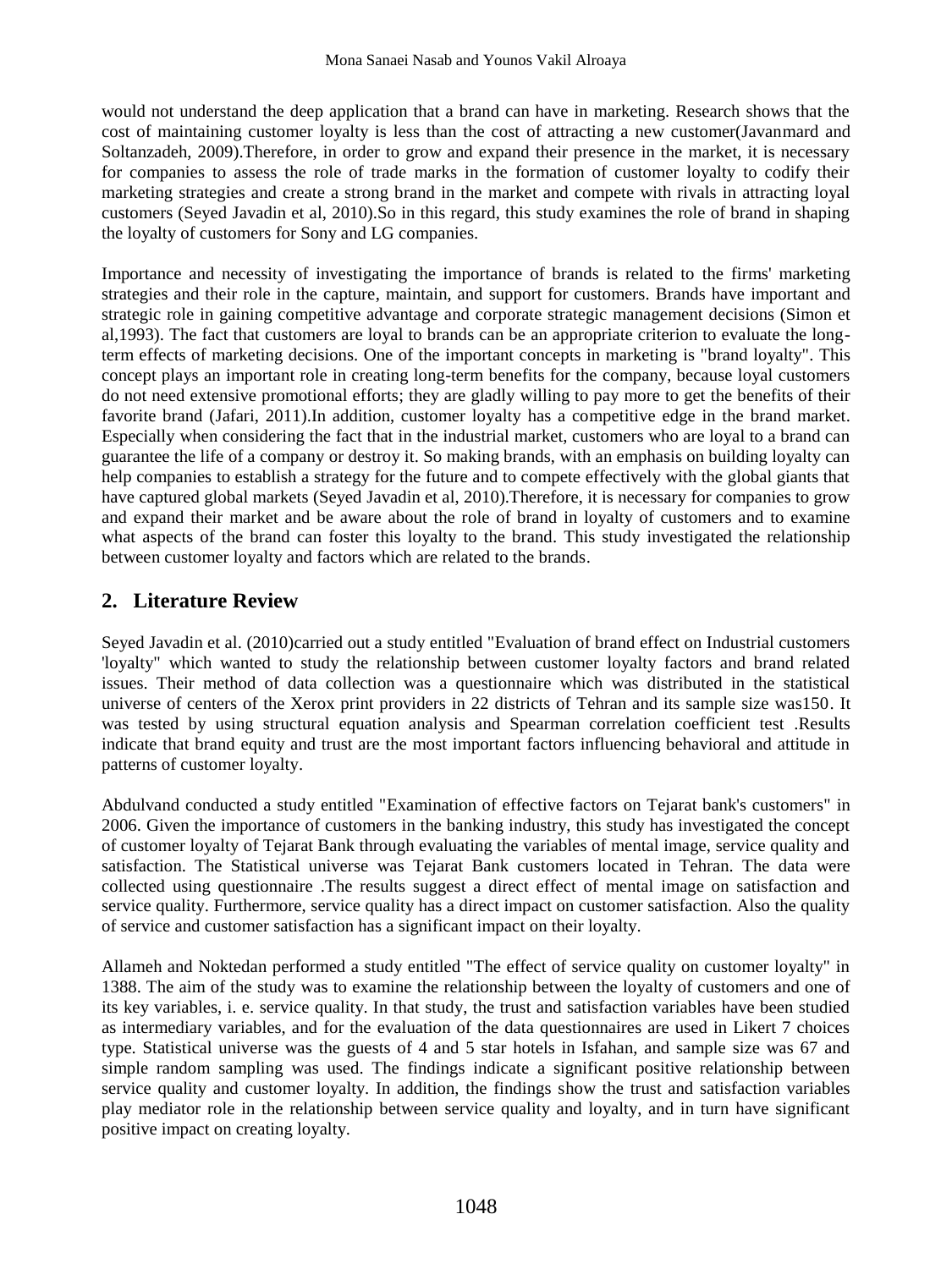would not understand the deep application that a brand can have in marketing. Research shows that the cost of maintaining customer loyalty is less than the cost of attracting a new customer(Javanmard and Soltanzadeh, 2009).Therefore, in order to grow and expand their presence in the market, it is necessary for companies to assess the role of trade marks in the formation of customer loyalty to codify their marketing strategies and create a strong brand in the market and compete with rivals in attracting loyal customers (Seyed Javadin et al, 2010).So in this regard, this study examines the role of brand in shaping the loyalty of customers for Sony and LG companies.

Importance and necessity of investigating the importance of brands is related to the firms' marketing strategies and their role in the capture, maintain, and support for customers. Brands have important and strategic role in gaining competitive advantage and corporate strategic management decisions (Simon et al,1993). The fact that customers are loyal to brands can be an appropriate criterion to evaluate the long-term effects of marketing decisions. One of the important concepts in marketing is "brand loyalty". This concept plays an important role in creating long-term benefits for the company, because loyal customers do not need extensive promotional efforts; they are gladly willing to pay more to get the benefits of their favorite brand (Jafari, 2011).In addition, customer loyalty has a competitive edge in the brand market. Especially when considering the fact that in the industrial market, customers who are loyal to a brand can guarantee the life of a company or destroy it. So making brands, with an emphasis on building loyalty can help companies to establish a strategy for the future and to compete effectively with the global giants that have captured global markets (Seyed Javadin et al, 2010).Therefore, it is necessary for companies to grow and expand their market and be aware about the role of brand in loyalty of customers and to examine what aspects of the brand can foster this loyalty to the brand. This study investigated the relationship between customer loyalty and factors which are related to the brands.

## 2. Literature Review

Seyed Javadin et al. (2010)carried out a study entitled "Evaluation of brand effect on Industrial customers 'loyalty" which wanted to study the relationship between customer loyalty factors and brand related issues. Their method of data collection was a questionnaire which was distributed in the statistical universe of centers of the Xerox print providers in 22 districts of Tehran and its sample size was150. It was tested by using structural equation analysis and Spearman correlation coefficient test .Results indicate that brand equity and trust are the most important factors influencing behavioral and attitude in patterns of customer loyalty.

Abdulvand conducted a study entitled "Examination of effective factors on Tejarat bank's customers" in 2006. Given the importance of customers in the banking industry, this study has investigated the concept of customer loyalty of Tejarat Bank through evaluating the variables of mental image, service quality and satisfaction. The Statistical universe was Tejarat Bank customers located in Tehran. The data were collected using questionnaire .The results suggest a direct effect of mental image on satisfaction and service quality. Furthermore, service quality has a direct impact on customer satisfaction. Also the quality of service and customer satisfaction has a significant impact on their loyalty.

Allameh and Noktedan performed a study entitled "The effect of service quality on customer loyalty" in 1388. The aim of the study was to examine the relationship between the loyalty of customers and one of its key variables, i. e. service quality. In that study, the trust and satisfaction variables have been studied as intermediary variables, and for the evaluation of the data questionnaires are used in Likert 7 choices type. Statistical universe was the guests of 4 and 5 star hotels in Isfahan, and sample size was 67 and simple random sampling was used. The findings indicate a significant positive relationship between service quality and customer loyalty. In addition, the findings show the trust and satisfaction variables play mediator role in the relationship between service quality and loyalty, and in turn have significant positive impact on creating loyalty.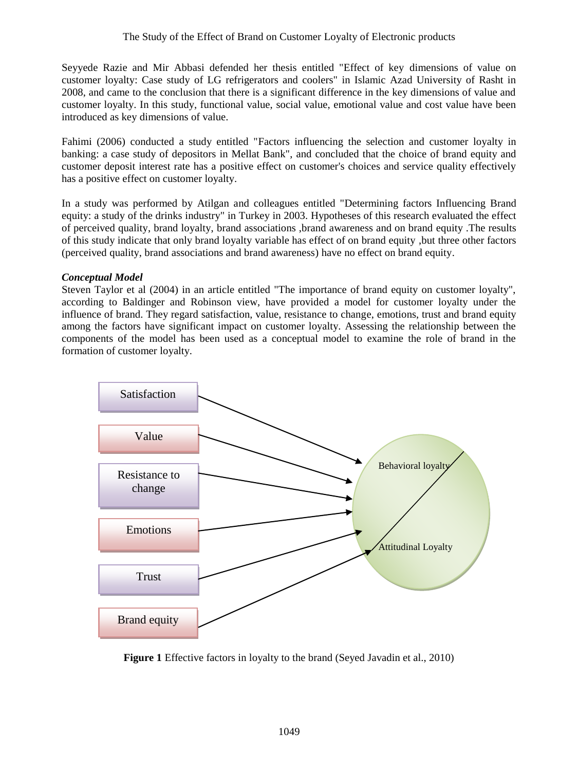Seyyede Razie and Mir Abbasi defended her thesis entitled "Effect of key dimensions of value on customer loyalty: Case study of LG refrigerators and coolers" in Islamic Azad University of Rasht in 2008, and came to the conclusion that there is a significant difference in the key dimensions of value and customer loyalty. In this study, functional value, social value, emotional value and cost value have been introduced as key dimensions of value.

Fahimi (2006) conducted a study entitled "Factors influencing the selection and customer loyalty in banking: a case study of depositors in Mellat Bank", and concluded that the choice of brand equity and customer deposit interest rate has a positive effect on customer's choices and service quality effectively has a positive effect on customer loyalty.

In a study was performed by Atilgan and colleagues entitled "Determining factors Influencing Brand equity: a study of the drinks industry" in Turkey in 2003. Hypotheses of this research evaluated the effect of perceived quality, brand loyalty, brand associations ,brand awareness and on brand equity .The results of this study indicate that only brand loyalty variable has effect of on brand equity ,but three other factors (perceived quality, brand associations and brand awareness) have no effect on brand equity.

***Conceptual Model***

Steven Taylor et al (2004) in an article entitled "The importance of brand equity on customer loyalty", according to Baldinger and Robinson view, have provided a model for customer loyalty under the influence of brand. They regard satisfaction, value, resistance to change, emotions, trust and brand equity among the factors have significant impact on customer loyalty. Assessing the relationship between the components of the model has been used as a conceptual model to examine the role of brand in the formation of customer loyalty.

Satisfaction

Value

Resistance to change

Emotions

Trust

Brand equity

Behavioral loyalty

Attitudinal Loyalty

**Figure 1** Effective factors in loyalty to the brand (Seyed Javadin et al., 2010)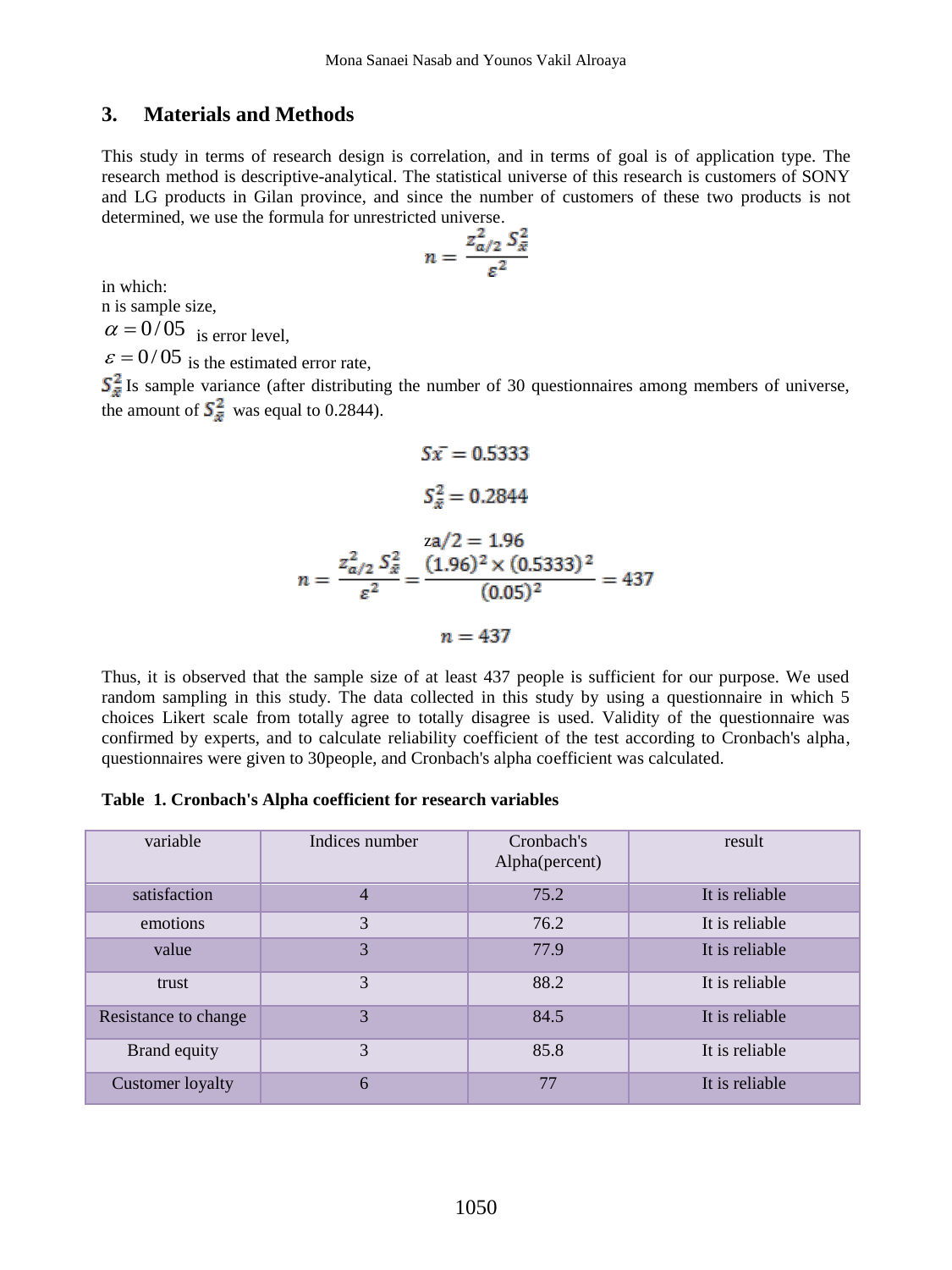## 3. Materials and Methods

This study in terms of research design is correlation, and in terms of goal is of application type. The research method is descriptive-analytical. The statistical universe of this research is customers of SONY and LG products in Gilan province, and since the number of customers of these two products is not determined, we use the formula for unrestricted universe.

$$n = \frac{z_{\alpha/2}^2 \, S_{\bar{x}}^2}{\varepsilon^2}$$

in which:

n is sample size,

$\alpha = 0/05$ is error level,

$\varepsilon = 0/05$ is the estimated error rate,

$S_{\bar{x}}^2$ Is sample variance (after distributing the number of 30 questionnaires among members of universe, the amount of $S_{\bar{x}}^2$ was equal to 0.2844).

$$S\bar{x} = 0.5333$$

$$S_{\bar{x}}^2 = 0.2844$$

$$za/2 = 1.96$$

$$n = \frac{z_{\alpha/2}^2 \, S_{\bar{x}}^2}{\varepsilon^2} = \frac{(1.96)^2 \times (0.5333)^2}{(0.05)^2} = 437$$

$$n = 437$$

Thus, it is observed that the sample size of at least 437 people is sufficient for our purpose. We used random sampling in this study. The data collected in this study by using a questionnaire in which 5 choices Likert scale from totally agree to totally disagree is used. Validity of the questionnaire was confirmed by experts, and to calculate reliability coefficient of the test according to Cronbach's alpha, questionnaires were given to 30people, and Cronbach's alpha coefficient was calculated.

**Table 1. Cronbach's Alpha coefficient for research variables**

| variable | Indices number | Cronbach's Alpha(percent) | result |
|---|---|---|---|
| satisfaction | 4 | 75.2 | It is reliable |
| emotions | 3 | 76.2 | It is reliable |
| value | 3 | 77.9 | It is reliable |
| trust | 3 | 88.2 | It is reliable |
| Resistance to change | 3 | 84.5 | It is reliable |
| Brand equity | 3 | 85.8 | It is reliable |
| Customer loyalty | 6 | 77 | It is reliable |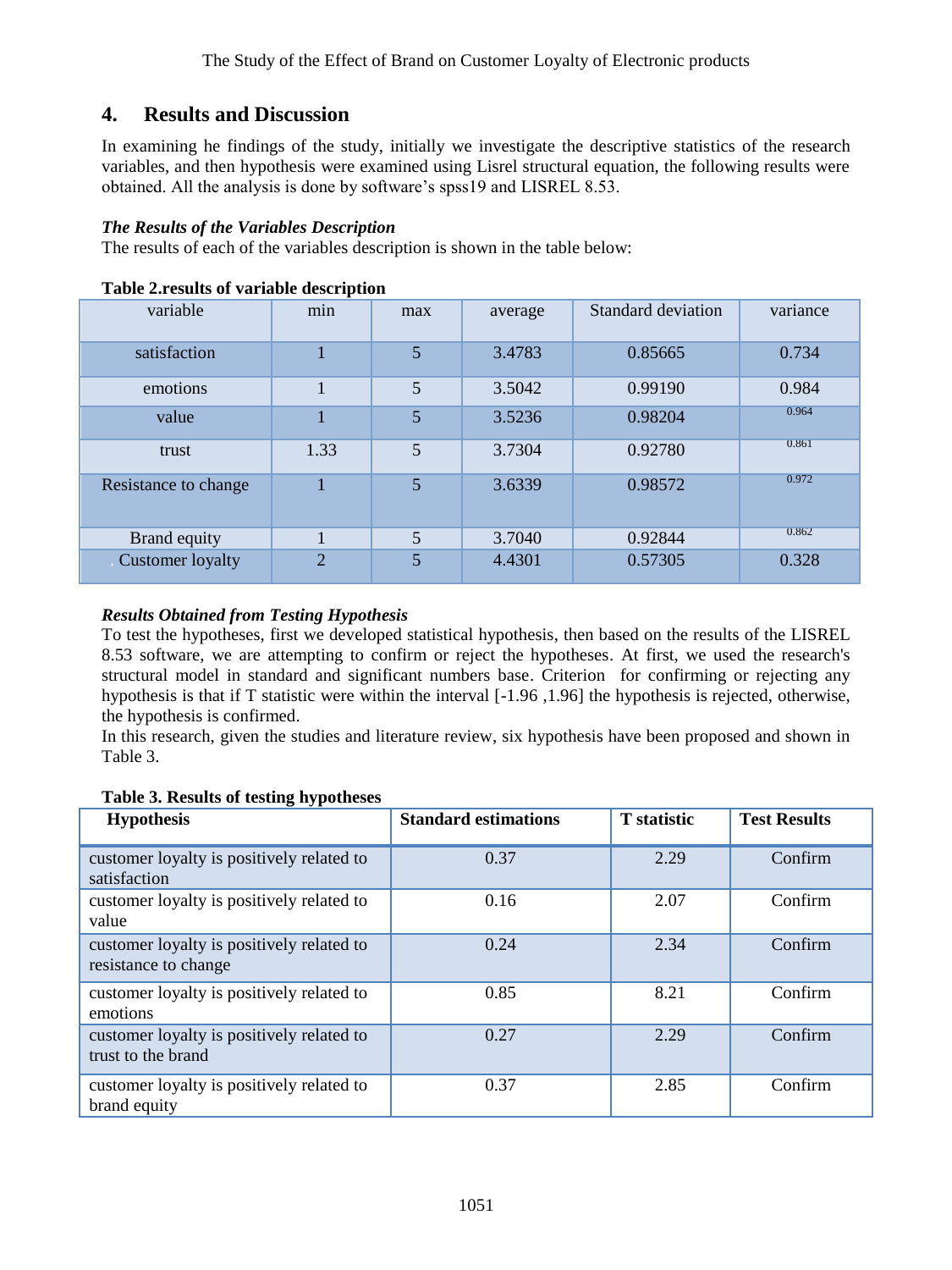## 4. Results and Discussion

In examining he findings of the study, initially we investigate the descriptive statistics of the research variables, and then hypothesis were examined using Lisrel structural equation, the following results were obtained. All the analysis is done by software's spss19 and LISREL 8.53.

***The Results of the Variables Description***

The results of each of the variables description is shown in the table below:

**Table 2.results of variable description**

| variable | min | max | average | Standard deviation | variance |
|---|---|---|---|---|---|
| satisfaction | 1 | 5 | 3.4783 | 0.85665 | 0.734 |
| emotions | 1 | 5 | 3.5042 | 0.99190 | 0.984 |
| value | 1 | 5 | 3.5236 | 0.98204 | 0.964 |
| trust | 1.33 | 5 | 3.7304 | 0.92780 | 0.861 |
| Resistance to change | 1 | 5 | 3.6339 | 0.98572 | 0.972 |
| Brand equity | 1 | 5 | 3.7040 | 0.92844 | 0.862 |
| Customer loyalty | 2 | 5 | 4.4301 | 0.57305 | 0.328 |

***Results Obtained from Testing Hypothesis***

To test the hypotheses, first we developed statistical hypothesis, then based on the results of the LISREL 8.53 software, we are attempting to confirm or reject the hypotheses. At first, we used the research's structural model in standard and significant numbers base. Criterion for confirming or rejecting any hypothesis is that if T statistic were within the interval [-1.96 ,1.96] the hypothesis is rejected, otherwise, the hypothesis is confirmed.

In this research, given the studies and literature review, six hypothesis have been proposed and shown in Table 3.

**Table 3. Results of testing hypotheses**

| Hypothesis | Standard estimations | T statistic | Test Results |
|---|---|---|---|
| customer loyalty is positively related to satisfaction | 0.37 | 2.29 | Confirm |
| customer loyalty is positively related to value | 0.16 | 2.07 | Confirm |
| customer loyalty is positively related to resistance to change | 0.24 | 2.34 | Confirm |
| customer loyalty is positively related to emotions | 0.85 | 8.21 | Confirm |
| customer loyalty is positively related to trust to the brand | 0.27 | 2.29 | Confirm |
| customer loyalty is positively related to brand equity | 0.37 | 2.85 | Confirm |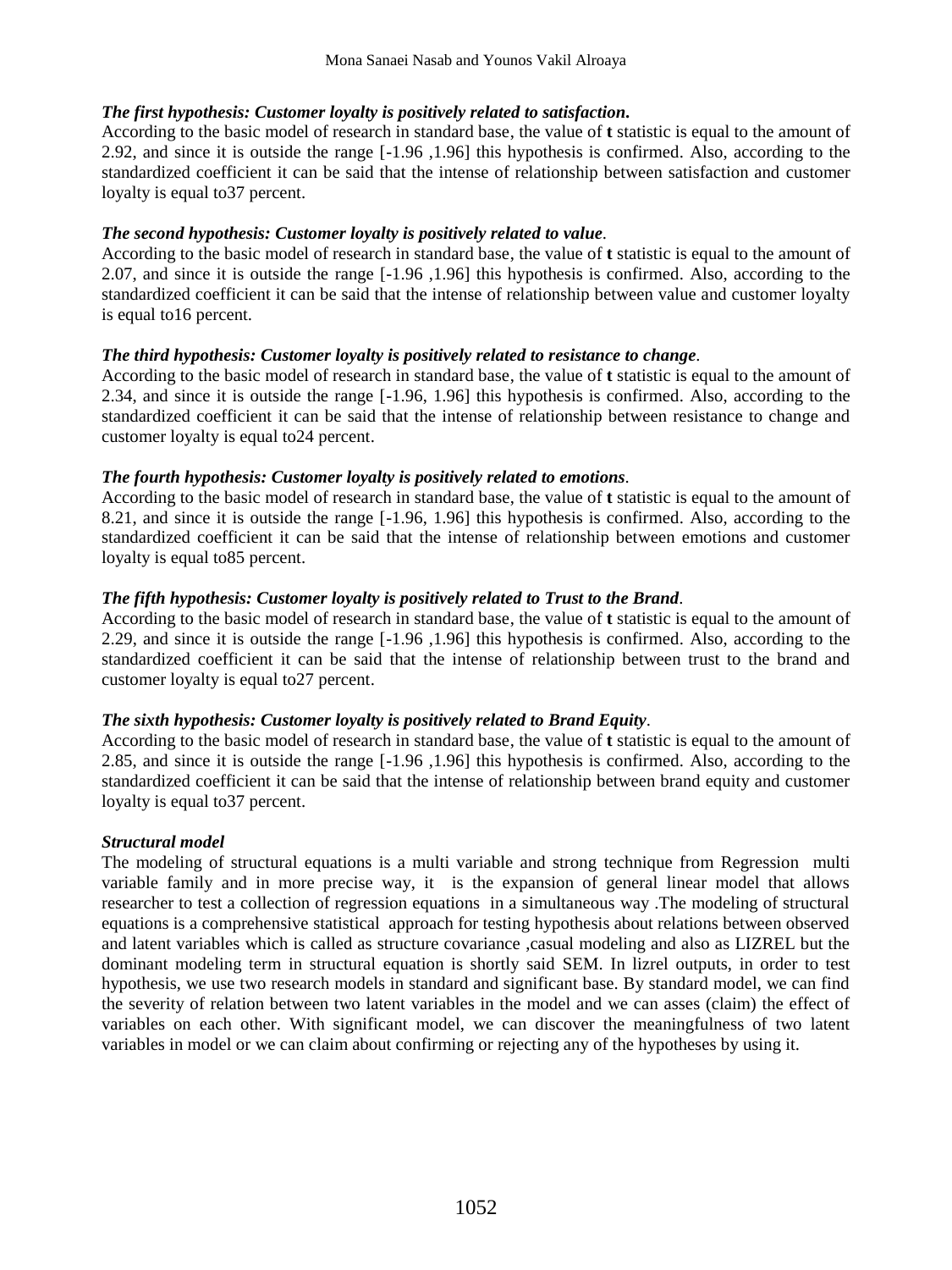***The first hypothesis: Customer loyalty is positively related to satisfaction.***

According to the basic model of research in standard base, the value of **t** statistic is equal to the amount of 2.92, and since it is outside the range [-1.96 ,1.96] this hypothesis is confirmed. Also, according to the standardized coefficient it can be said that the intense of relationship between satisfaction and customer loyalty is equal to37 percent.

***The second hypothesis: Customer loyalty is positively related to value***.

According to the basic model of research in standard base, the value of **t** statistic is equal to the amount of 2.07, and since it is outside the range [-1.96 ,1.96] this hypothesis is confirmed. Also, according to the standardized coefficient it can be said that the intense of relationship between value and customer loyalty is equal to16 percent.

***The third hypothesis: Customer loyalty is positively related to resistance to change***.

According to the basic model of research in standard base, the value of **t** statistic is equal to the amount of 2.34, and since it is outside the range [-1.96, 1.96] this hypothesis is confirmed. Also, according to the standardized coefficient it can be said that the intense of relationship between resistance to change and customer loyalty is equal to24 percent.

***The fourth hypothesis: Customer loyalty is positively related to emotions***.

According to the basic model of research in standard base, the value of **t** statistic is equal to the amount of 8.21, and since it is outside the range [-1.96, 1.96] this hypothesis is confirmed. Also, according to the standardized coefficient it can be said that the intense of relationship between emotions and customer loyalty is equal to85 percent.

***The fifth hypothesis: Customer loyalty is positively related to Trust to the Brand***.

According to the basic model of research in standard base, the value of **t** statistic is equal to the amount of 2.29, and since it is outside the range [-1.96 ,1.96] this hypothesis is confirmed. Also, according to the standardized coefficient it can be said that the intense of relationship between trust to the brand and customer loyalty is equal to27 percent.

***The sixth hypothesis: Customer loyalty is positively related to Brand Equity***.

According to the basic model of research in standard base, the value of **t** statistic is equal to the amount of 2.85, and since it is outside the range [-1.96 ,1.96] this hypothesis is confirmed. Also, according to the standardized coefficient it can be said that the intense of relationship between brand equity and customer loyalty is equal to37 percent.

***Structural model***

The modeling of structural equations is a multi variable and strong technique from Regression multi variable family and in more precise way, it is the expansion of general linear model that allows researcher to test a collection of regression equations in a simultaneous way .The modeling of structural equations is a comprehensive statistical approach for testing hypothesis about relations between observed and latent variables which is called as structure covariance ,casual modeling and also as LIZREL but the dominant modeling term in structural equation is shortly said SEM. In lizrel outputs, in order to test hypothesis, we use two research models in standard and significant base. By standard model, we can find the severity of relation between two latent variables in the model and we can asses (claim) the effect of variables on each other. With significant model, we can discover the meaningfulness of two latent variables in model or we can claim about confirming or rejecting any of the hypotheses by using it.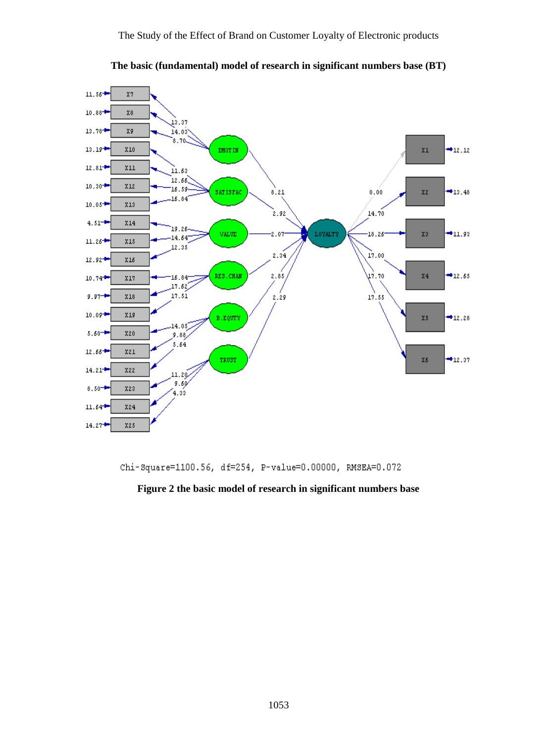**The basic (fundamental) model of research in significant numbers base (BT)**

Chi-Square=1100.56, df=254, P-value=0.00000, RMSEA=0.072

**Figure 2 the basic model of research in significant numbers base**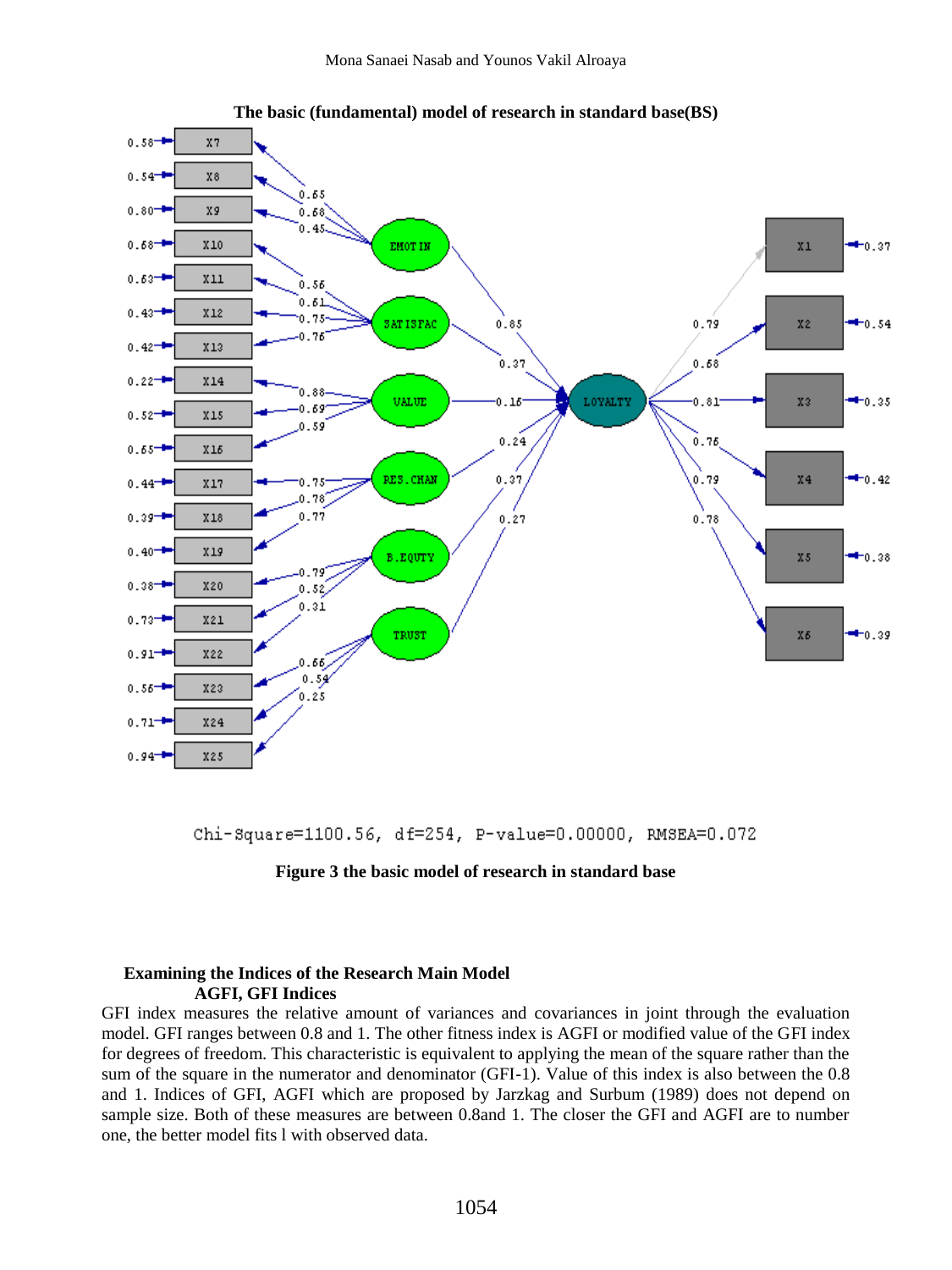The basic (fundamental) model of research in standard base(BS)

Chi-Square=1100.56, df=254, P-value=0.00000, RMSEA=0.072

**Figure 3 the basic model of research in standard base**

### Examining the Indices of the Research Main Model

#### AGFI, GFI Indices

GFI index measures the relative amount of variances and covariances in joint through the evaluation model. GFI ranges between 0.8 and 1. The other fitness index is AGFI or modified value of the GFI index for degrees of freedom. This characteristic is equivalent to applying the mean of the square rather than the sum of the square in the numerator and denominator (GFI-1). Value of this index is also between the 0.8 and 1. Indices of GFI, AGFI which are proposed by Jarzkag and Surburn (1989) does not depend on sample size. Both of these measures are between 0.8and 1. The closer the GFI and AGFI are to number one, the better model fits l with observed data.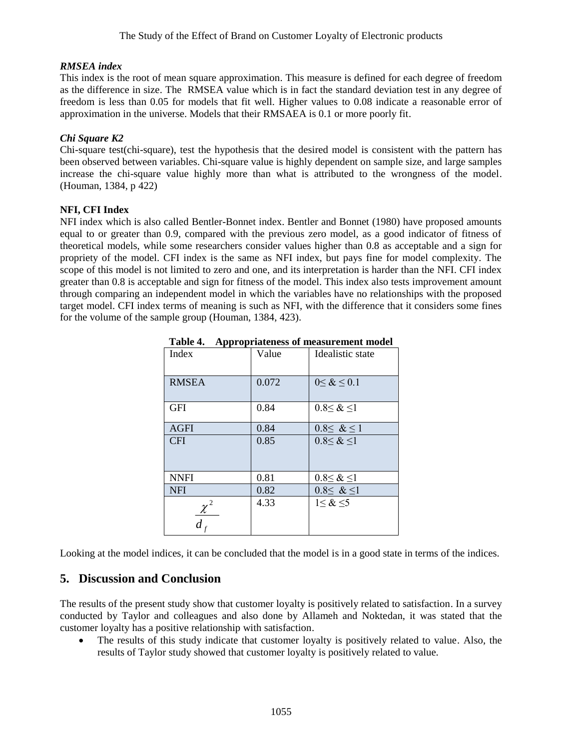***RMSEA index***

This index is the root of mean square approximation. This measure is defined for each degree of freedom as the difference in size. The RMSEA value which is in fact the standard deviation test in any degree of freedom is less than 0.05 for models that fit well. Higher values to 0.08 indicate a reasonable error of approximation in the universe. Models that their RMSAEA is 0.1 or more poorly fit.

***Chi Square K2***

Chi-square test(chi-square), test the hypothesis that the desired model is consistent with the pattern has been observed between variables. Chi-square value is highly dependent on sample size, and large samples increase the chi-square value highly more than what is attributed to the wrongness of the model. (Houman, 1384, p 422)

**NFI, CFI Index**

NFI index which is also called Bentler-Bonnet index. Bentler and Bonnet (1980) have proposed amounts equal to or greater than 0.9, compared with the previous zero model, as a good indicator of fitness of theoretical models, while some researchers consider values higher than 0.8 as acceptable and a sign for propriety of the model. CFI index is the same as NFI index, but pays fine for model complexity. The scope of this model is not limited to zero and one, and its interpretation is harder than the NFI. CFI index greater than 0.8 is acceptable and sign for fitness of the model. This index also tests improvement amount through comparing an independent model in which the variables have no relationships with the proposed target model. CFI index terms of meaning is such as NFI, with the difference that it considers some fines for the volume of the sample group (Houman, 1384, 423).

**Table 4. Appropriateness of measurement model**

| Index | Value | Idealistic state |
|---|---|---|
| RMSEA | 0.072 | $0 \leq \& \leq 0.1$ |
| GFI | 0.84 | $0.8 \leq \& \leq 1$ |
| AGFI | 0.84 | $0.8 \leq \& \leq 1$ |
| CFI | 0.85 | $0.8 \leq \& \leq 1$ |
| NNFI | 0.81 | $0.8 \leq \& \leq 1$ |
| NFI | 0.82 | $0.8 \leq \& \leq 1$ |
| $\frac{\chi^2}{d_f}$ | 4.33 | $1 \leq \& \leq 5$ |

Looking at the model indices, it can be concluded that the model is in a good state in terms of the indices.

## 5. Discussion and Conclusion

The results of the present study show that customer loyalty is positively related to satisfaction. In a survey conducted by Taylor and colleagues and also done by Allameh and Noktedan, it was stated that the customer loyalty has a positive relationship with satisfaction.

- The results of this study indicate that customer loyalty is positively related to value. Also, the results of Taylor study showed that customer loyalty is positively related to value.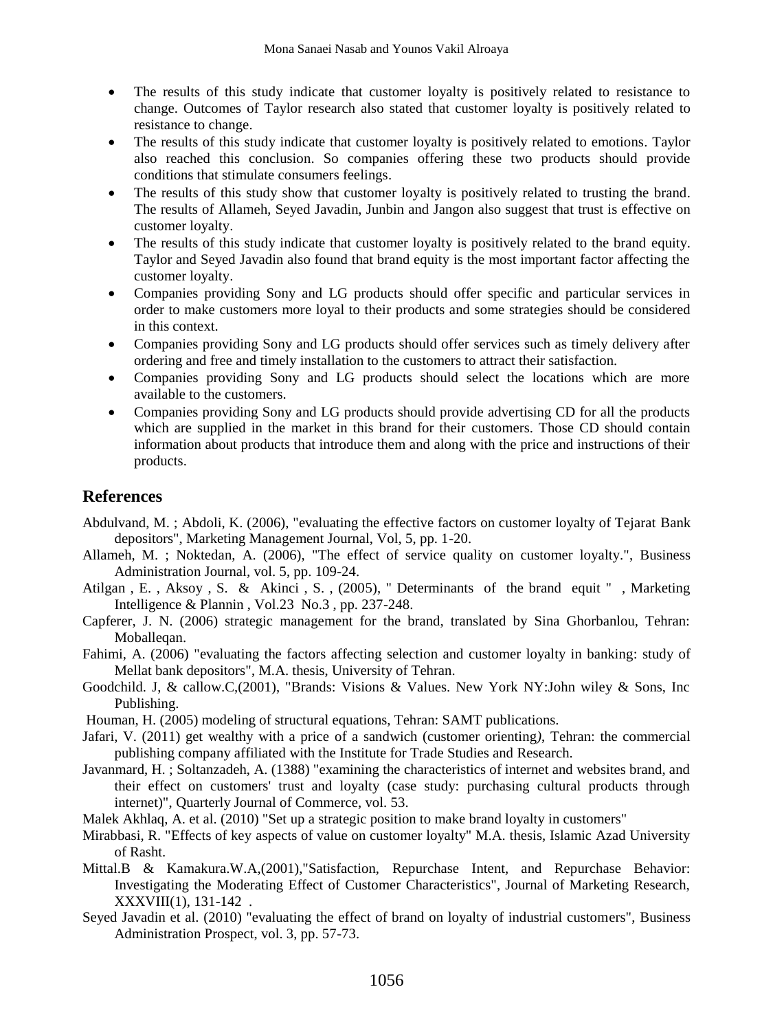- The results of this study indicate that customer loyalty is positively related to resistance to change. Outcomes of Taylor research also stated that customer loyalty is positively related to resistance to change.
- The results of this study indicate that customer loyalty is positively related to emotions. Taylor also reached this conclusion. So companies offering these two products should provide conditions that stimulate consumers feelings.
- The results of this study show that customer loyalty is positively related to trusting the brand. The results of Allameh, Seyed Javadin, Junbin and Jangon also suggest that trust is effective on customer loyalty.
- The results of this study indicate that customer loyalty is positively related to the brand equity. Taylor and Seyed Javadin also found that brand equity is the most important factor affecting the customer loyalty.
- Companies providing Sony and LG products should offer specific and particular services in order to make customers more loyal to their products and some strategies should be considered in this context.
- Companies providing Sony and LG products should offer services such as timely delivery after ordering and free and timely installation to the customers to attract their satisfaction.
- Companies providing Sony and LG products should select the locations which are more available to the customers.
- Companies providing Sony and LG products should provide advertising CD for all the products which are supplied in the market in this brand for their customers. Those CD should contain information about products that introduce them and along with the price and instructions of their products.

## References

Abdulvand, M. ; Abdoli, K. (2006), "evaluating the effective factors on customer loyalty of Tejarat Bank depositors", Marketing Management Journal, Vol, 5, pp. 1-20.

Allameh, M. ; Noktedan, A. (2006), "The effect of service quality on customer loyalty.", Business Administration Journal, vol. 5, pp. 109-24.

Atilgan , E. , Aksoy , S. & Akinci , S. , (2005), " Determinants of the brand equit " , Marketing Intelligence & Plannin , Vol.23 No.3 , pp. 237-248.

Capferer, J. N. (2006) strategic management for the brand, translated by Sina Ghorbanlou, Tehran: Moballeqan.

Fahimi, A. (2006) "evaluating the factors affecting selection and customer loyalty in banking: study of Mellat bank depositors", M.A. thesis, University of Tehran.

Goodchild. J, & callow.C,(2001), "Brands: Visions & Values. New York NY:John wiley & Sons, Inc Publishing.

Houman, H. (2005) modeling of structural equations, Tehran: SAMT publications.

Jafari, V. (2011) get wealthy with a price of a sandwich (customer orienting*)*, Tehran: the commercial publishing company affiliated with the Institute for Trade Studies and Research.

Javanmard, H. ; Soltanzadeh, A. (1388) "examining the characteristics of internet and websites brand, and their effect on customers' trust and loyalty (case study: purchasing cultural products through internet)", Quarterly Journal of Commerce, vol. 53.

Malek Akhlaq, A. et al. (2010) "Set up a strategic position to make brand loyalty in customers"

Mirabbasi, R. "Effects of key aspects of value on customer loyalty" M.A. thesis, Islamic Azad University of Rasht.

Mittal.B & Kamakura.W.A,(2001),"Satisfaction, Repurchase Intent, and Repurchase Behavior: Investigating the Moderating Effect of Customer Characteristics", Journal of Marketing Research, XXXVIII(1), 131-142 .

Seyed Javadin et al. (2010) "evaluating the effect of brand on loyalty of industrial customers", Business Administration Prospect, vol. 3, pp. 57-73.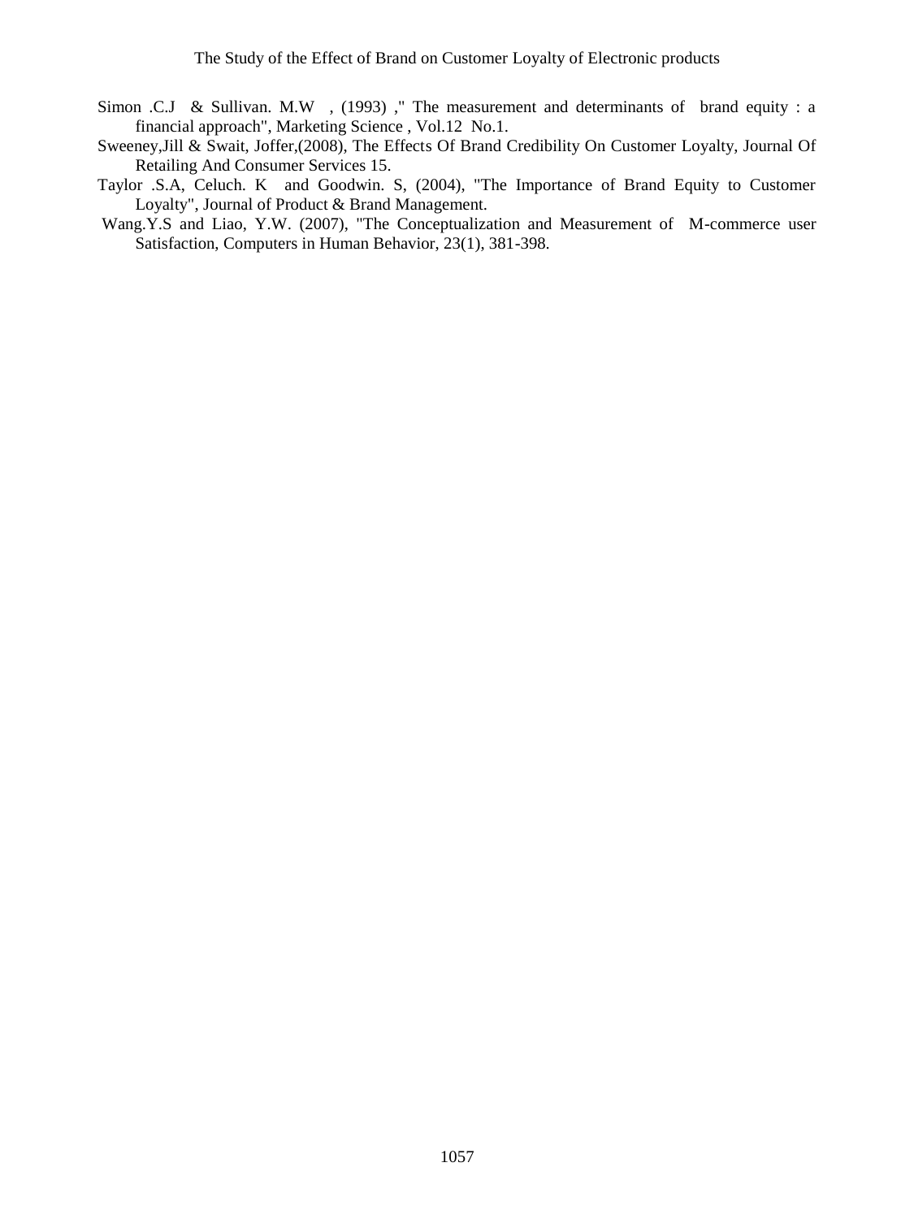Simon .C.J & Sullivan. M.W , (1993) ," The measurement and determinants of brand equity : a financial approach", Marketing Science , Vol.12 No.1.

Sweeney,Jill & Swait, Joffer,(2008), The Effects Of Brand Credibility On Customer Loyalty, Journal Of Retailing And Consumer Services 15.

Taylor .S.A, Celuch. K and Goodwin. S, (2004), "The Importance of Brand Equity to Customer Loyalty", Journal of Product & Brand Management.

Wang.Y.S and Liao, Y.W. (2007), "The Conceptualization and Measurement of M-commerce user Satisfaction, Computers in Human Behavior, 23(1), 381-398.